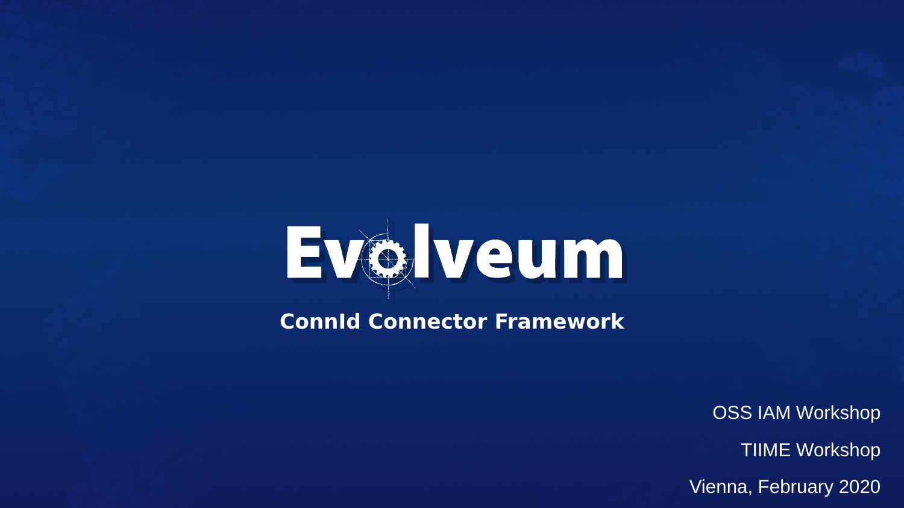# Evolveum

## ConnId Connector Framework

OSS IAM Workshop

TIIME Workshop

Vienna, February 2020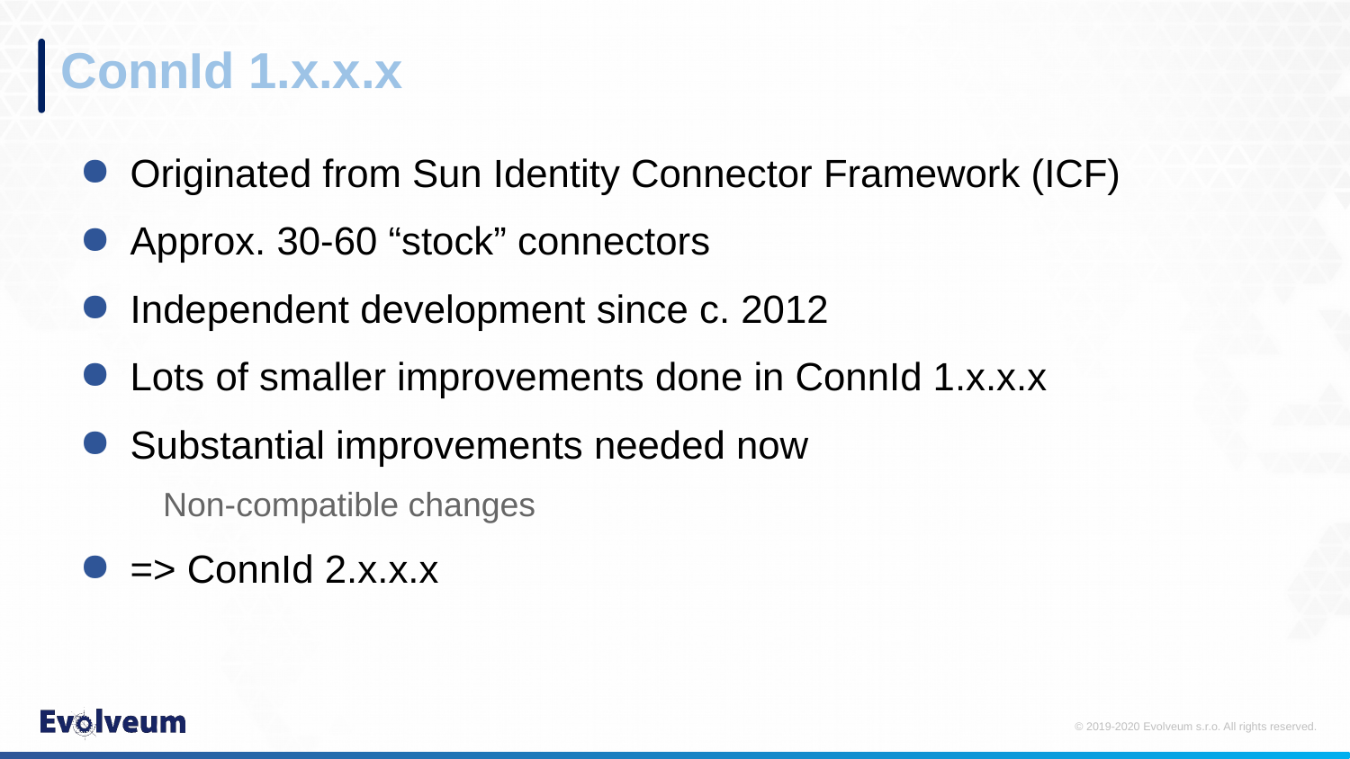# ConnId 1.x.x.x

- Originated from Sun Identity Connector Framework (ICF)
- Approx. 30-60 “stock” connectors
- Independent development since c. 2012
- Lots of smaller improvements done in ConnId 1.x.x.x
- Substantial improvements needed now
  - Non-compatible changes
- => ConnId 2.x.x.x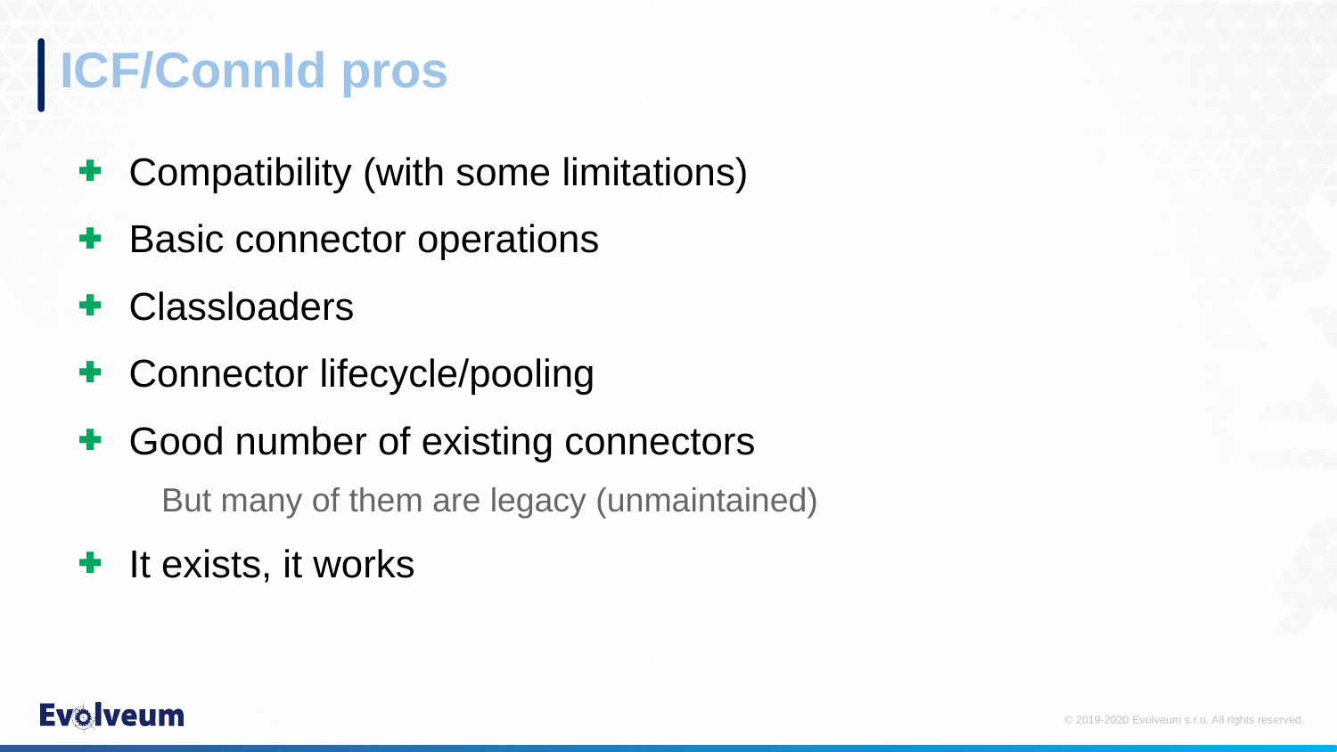# ICF/ConnId pros

- Compatibility (with some limitations)
- Basic connector operations
- Classloaders
- Connector lifecycle/pooling
- Good number of existing connectors

  But many of them are legacy (unmaintained)
- It exists, it works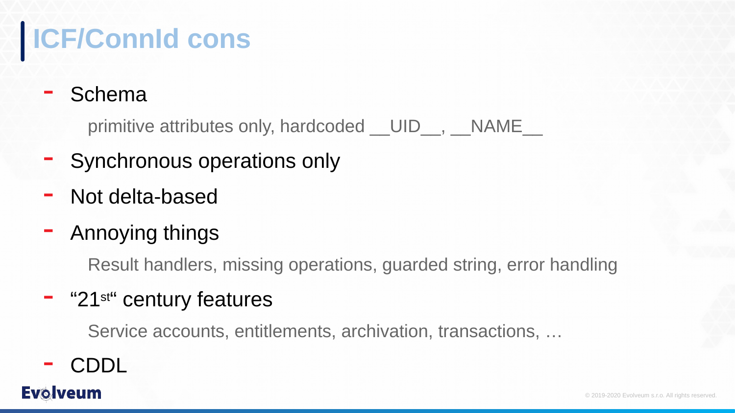# ICF/ConnId cons

- Schema

  primitive attributes only, hardcoded __UID__, __NAME__

- Synchronous operations only
- Not delta-based
- Annoying things

  Result handlers, missing operations, guarded string, error handling

- "21st" century features

  Service accounts, entitlements, archivation, transactions, …

- CDDL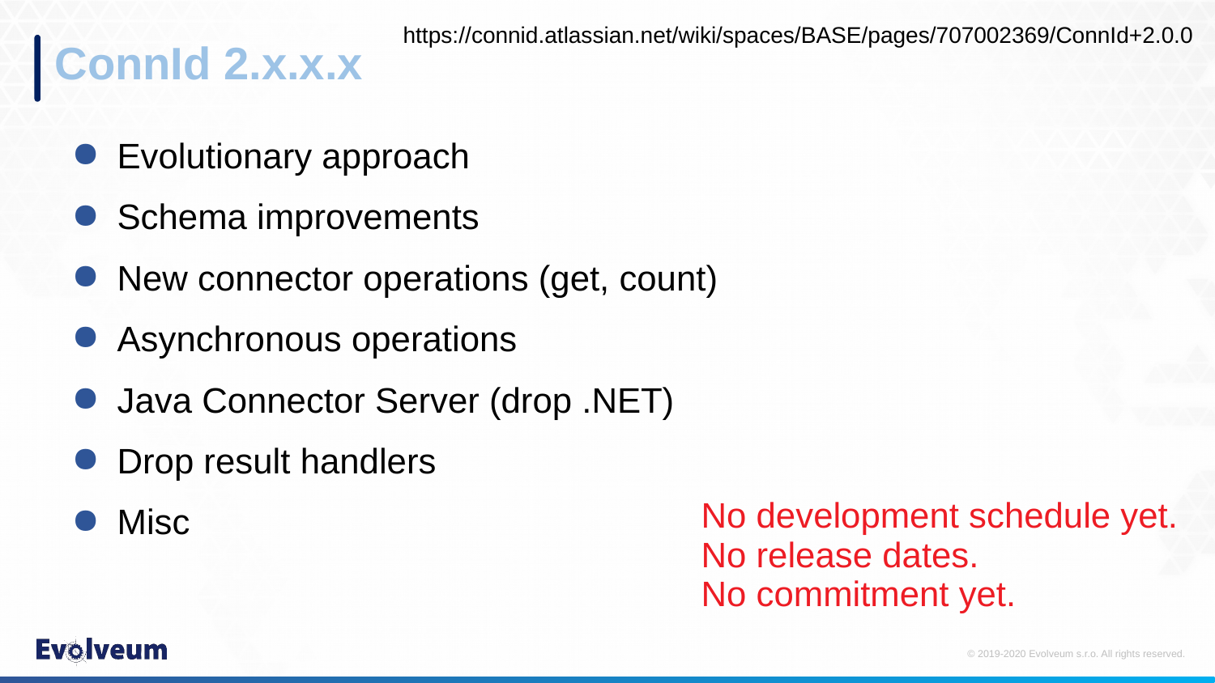# ConnId 2.x.x.x

https://connid.atlassian.net/wiki/spaces/BASE/pages/707002369/ConnId+2.0.0

- Evolutionary approach
- Schema improvements
- New connector operations (get, count)
- Asynchronous operations
- Java Connector Server (drop .NET)
- Drop result handlers
- Misc

No development schedule yet.
No release dates.
No commitment yet.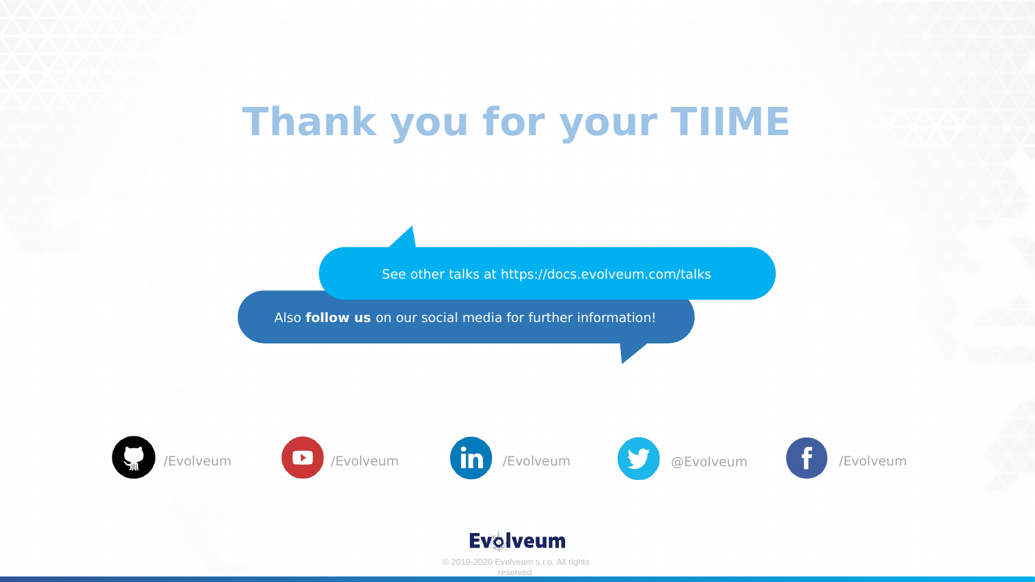# Thank you for your TIIME

See other talks at https://docs.evolveum.com/talks

Also **follow us** on our social media for further information!

/Evolveum

/Evolveum

/Evolveum

@Evolveum

/Evolveum

Evolveum

© 2019-2020 Evolveum s.r.o. All rights reserved.